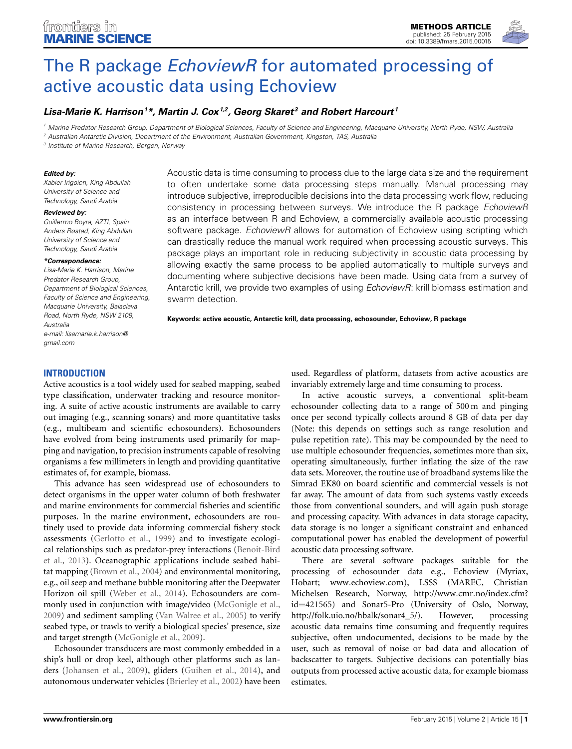# The R package *EchoviewR* for automated processing of active acoustic data using Echoview

**Lisa-Marie K. Harrison[1]*, Martin J. Cox[1,2], Georg Skaret[3] and Robert Harcourt[1]**

[1] Marine Predator Research Group, Department of Biological Sciences, Faculty of Science and Engineering, Macquarie University, North Ryde, NSW, Australia
[2] Australian Antarctic Division, Department of the Environment, Australian Government, Kingston, TAS, Australia
[3] Institute of Marine Research, Bergen, Norway

***Edited by:***
Xabier Irigoien, King Abdullah University of Science and Technology, Saudi Arabia

***Reviewed by:***
Guillermo Boyra, AZTI, Spain
Anders Røstad, King Abdullah University of Science and Technology, Saudi Arabia

***\*Correspondence:***
Lisa-Marie K. Harrison, Marine Predator Research Group, Department of Biological Sciences, Faculty of Science and Engineering, Macquarie University, Balaclava Road, North Ryde, NSW 2109, Australia
e-mail: lisamarie.k.harrison@gmail.com

Acoustic data is time consuming to process due to the large data size and the requirement to often undertake some data processing steps manually. Manual processing may introduce subjective, irreproducible decisions into the data processing work flow, reducing consistency in processing between surveys. We introduce the R package *EchoviewR* as an interface between R and Echoview, a commercially available acoustic processing software package. *EchoviewR* allows for automation of Echoview using scripting which can drastically reduce the manual work required when processing acoustic surveys. This package plays an important role in reducing subjectivity in acoustic data processing by allowing exactly the same process to be applied automatically to multiple surveys and documenting where subjective decisions have been made. Using data from a survey of Antarctic krill, we provide two examples of using *EchoviewR*: krill biomass estimation and swarm detection.

**Keywords: active acoustic, Antarctic krill, data processing, echosounder, Echoview, R package**

## INTRODUCTION

Active acoustics is a tool widely used for seabed mapping, seabed type classification, underwater tracking and resource monitoring. A suite of active acoustic instruments are available to carry out imaging (e.g., scanning sonars) and more quantitative tasks (e.g., multibeam and scientific echosounders). Echosounders have evolved from being instruments used primarily for mapping and navigation, to precision instruments capable of resolving organisms a few millimeters in length and providing quantitative estimates of, for example, biomass.

This advance has seen widespread use of echosounders to detect organisms in the upper water column of both freshwater and marine environments for commercial fisheries and scientific purposes. In the marine environment, echosounders are routinely used to provide data informing commercial fishery stock assessments (Gerlotto et al., 1999) and to investigate ecological relationships such as predator-prey interactions (Benoit-Bird et al., 2013). Oceanographic applications include seabed habitat mapping (Brown et al., 2004) and environmental monitoring, e.g., oil seep and methane bubble monitoring after the Deepwater Horizon oil spill (Weber et al., 2014). Echosounders are commonly used in conjunction with image/video (McGonigle et al., 2009) and sediment sampling (Van Walree et al., 2005) to verify seabed type, or trawls to verify a biological species' presence, size and target strength (McGonigle et al., 2009).

Echosounder transducers are most commonly embedded in a ship's hull or drop keel, although other platforms such as landers (Johansen et al., 2009), gliders (Guihen et al., 2014), and autonomous underwater vehicles (Brierley et al., 2002) have been used. Regardless of platform, datasets from active acoustics are invariably extremely large and time consuming to process.

In active acoustic surveys, a conventional split-beam echosounder collecting data to a range of 500 m and pinging once per second typically collects around 8 GB of data per day (Note: this depends on settings such as range resolution and pulse repetition rate). This may be compounded by the need to use multiple echosounder frequencies, sometimes more than six, operating simultaneously, further inflating the size of the raw data sets. Moreover, the routine use of broadband systems like the Simrad EK80 on board scientific and commercial vessels is not far away. The amount of data from such systems vastly exceeds those from conventional sounders, and will again push storage and processing capacity. With advances in data storage capacity, data storage is no longer a significant constraint and enhanced computational power has enabled the development of powerful acoustic data processing software.

There are several software packages suitable for the processing of echosounder data e.g., Echoview (Myriax, Hobart; www.echoview.com), LSSS (MAREC, Christian Michelsen Research, Norway, http://www.cmr.no/index.cfm?id=421565) and Sonar5-Pro (University of Oslo, Norway, http://folk.uio.no/hbalk/sonar4_5/). However, processing acoustic data remains time consuming and frequently requires subjective, often undocumented, decisions to be made by the user, such as removal of noise or bad data and allocation of backscatter to targets. Subjective decisions can potentially bias outputs from processed active acoustic data, for example biomass estimates.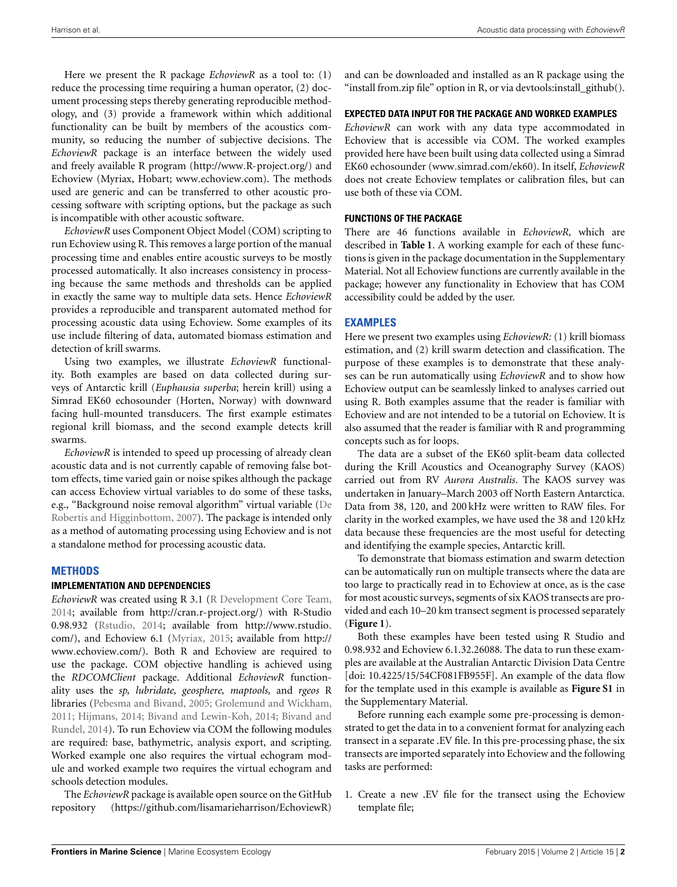Here we present the R package *EchoviewR* as a tool to: (1) reduce the processing time requiring a human operator, (2) document processing steps thereby generating reproducible methodology, and (3) provide a framework within which additional functionality can be built by members of the acoustics community, so reducing the number of subjective decisions. The *EchoviewR* package is an interface between the widely used and freely available R program (http://www.R-project.org/) and Echoview (Myriax, Hobart; www.echoview.com). The methods used are generic and can be transferred to other acoustic processing software with scripting options, but the package as such is incompatible with other acoustic software.

*EchoviewR* uses Component Object Model (COM) scripting to run Echoview using R. This removes a large portion of the manual processing time and enables entire acoustic surveys to be mostly processed automatically. It also increases consistency in processing because the same methods and thresholds can be applied in exactly the same way to multiple data sets. Hence *EchoviewR* provides a reproducible and transparent automated method for processing acoustic data using Echoview. Some examples of its use include filtering of data, automated biomass estimation and detection of krill swarms.

Using two examples, we illustrate *EchoviewR* functionality. Both examples are based on data collected during surveys of Antarctic krill (*Euphausia superba*; herein krill) using a Simrad EK60 echosounder (Horten, Norway) with downward facing hull-mounted transducers. The first example estimates regional krill biomass, and the second example detects krill swarms.

*EchoviewR* is intended to speed up processing of already clean acoustic data and is not currently capable of removing false bottom effects, time varied gain or noise spikes although the package can access Echoview virtual variables to do some of these tasks, e.g., "Background noise removal algorithm" virtual variable (De Robertis and Higginbottom, 2007). The package is intended only as a method of automating processing using Echoview and is not a standalone method for processing acoustic data.

## METHODS

### IMPLEMENTATION AND DEPENDENCIES

*EchoviewR* was created using R 3.1 (R Development Core Team, 2014; available from http://cran.r-project.org/) with R-Studio 0.98.932 (Rstudio, 2014; available from http://www.rstudio.com/), and Echoview 6.1 (Myriax, 2015; available from http://www.echoview.com/). Both R and Echoview are required to use the package. COM objective handling is achieved using the *RDCOMClient* package. Additional *EchoviewR* functionality uses the *sp, lubridate, geosphere, maptools,* and *rgeos* R libraries (Pebesma and Bivand, 2005; Grolemund and Wickham, 2011; Hijmans, 2014; Bivand and Lewin-Koh, 2014; Bivand and Rundel, 2014). To run Echoview via COM the following modules are required: base, bathymetric, analysis export, and scripting. Worked example one also requires the virtual echogram module and worked example two requires the virtual echogram and schools detection modules.

The *EchoviewR* package is available open source on the GitHub repository (https://github.com/lisamarieharrison/EchoviewR) and can be downloaded and installed as an R package using the "install from.zip file" option in R, or via devtools:install_github().

### EXPECTED DATA INPUT FOR THE PACKAGE AND WORKED EXAMPLES

*EchoviewR* can work with any data type accommodated in Echoview that is accessible via COM. The worked examples provided here have been built using data collected using a Simrad EK60 echosounder (www.simrad.com/ek60). In itself, *EchoviewR* does not create Echoview templates or calibration files, but can use both of these via COM.

### FUNCTIONS OF THE PACKAGE

There are 46 functions available in *EchoviewR,* which are described in **Table 1**. A working example for each of these functions is given in the package documentation in the Supplementary Material. Not all Echoview functions are currently available in the package; however any functionality in Echoview that has COM accessibility could be added by the user.

## EXAMPLES

Here we present two examples using *EchoviewR:* (1) krill biomass estimation, and (2) krill swarm detection and classification. The purpose of these examples is to demonstrate that these analyses can be run automatically using *EchoviewR* and to show how Echoview output can be seamlessly linked to analyses carried out using R. Both examples assume that the reader is familiar with Echoview and are not intended to be a tutorial on Echoview. It is also assumed that the reader is familiar with R and programming concepts such as for loops.

The data are a subset of the EK60 split-beam data collected during the Krill Acoustics and Oceanography Survey (KAOS) carried out from RV *Aurora Australis*. The KAOS survey was undertaken in January–March 2003 off North Eastern Antarctica. Data from 38, 120, and 200 kHz were written to RAW files. For clarity in the worked examples, we have used the 38 and 120 kHz data because these frequencies are the most useful for detecting and identifying the example species, Antarctic krill.

To demonstrate that biomass estimation and swarm detection can be automatically run on multiple transects where the data are too large to practically read in to Echoview at once, as is the case for most acoustic surveys, segments of six KAOS transects are provided and each 10–20 km transect segment is processed separately (**Figure 1**).

Both these examples have been tested using R Studio and 0.98.932 and Echoview 6.1.32.26088. The data to run these examples are available at the Australian Antarctic Division Data Centre [doi: 10.4225/15/54CF081FB955F]. An example of the data flow for the template used in this example is available as **Figure S1** in the Supplementary Material.

Before running each example some pre-processing is demonstrated to get the data in to a convenient format for analyzing each transect in a separate .EV file. In this pre-processing phase, the six transects are imported separately into Echoview and the following tasks are performed:

1. Create a new .EV file for the transect using the Echoview template file;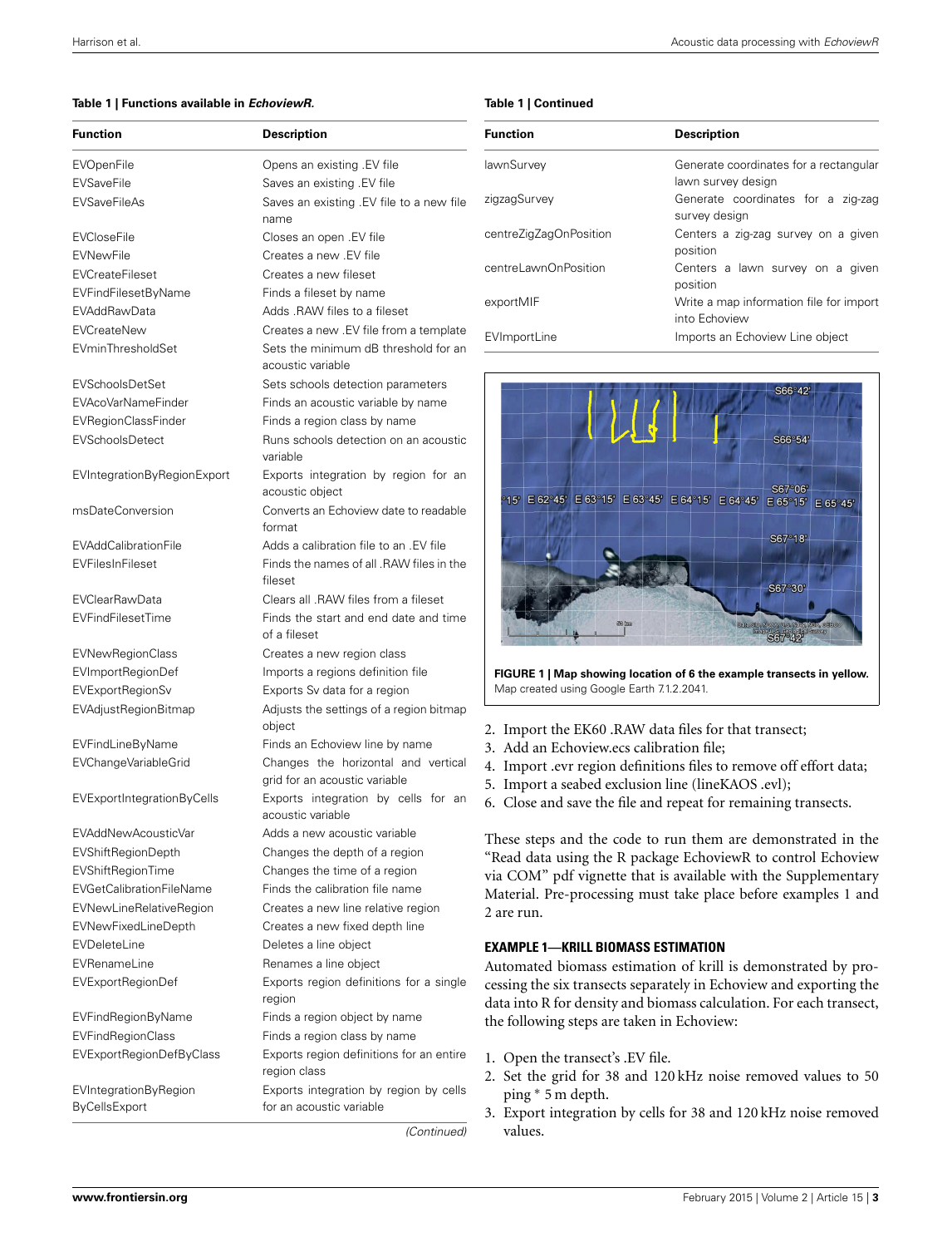**Table 1 | Functions available in *EchoviewR*.**

| Function | Description |
|---|---|
| EVOpenFile | Opens an existing .EV file |
| EVSaveFile | Saves an existing .EV file |
| EVSaveFileAs | Saves an existing .EV file to a new file name |
| EVCloseFile | Closes an open .EV file |
| EVNewFile | Creates a new .EV file |
| EVCreateFileset | Creates a new fileset |
| EVFindFilesetByName | Finds a fileset by name |
| EVAddRawData | Adds .RAW files to a fileset |
| EVCreateNew | Creates a new .EV file from a template |
| EVminThresholdSet | Sets the minimum dB threshold for an acoustic variable |
| EVSchoolsDetSet | Sets schools detection parameters |
| EVAcoVarNameFinder | Finds an acoustic variable by name |
| EVRegionClassFinder | Finds a region class by name |
| EVSchoolsDetect | Runs schools detection on an acoustic variable |
| EVIntegrationByRegionExport | Exports integration by region for an acoustic object |
| msDateConversion | Converts an Echoview date to readable format |
| EVAddCalibrationFile | Adds a calibration file to an .EV file |
| EVFilesInFileset | Finds the names of all .RAW files in the fileset |
| EVClearRawData | Clears all .RAW files from a fileset |
| EVFindFilesetTime | Finds the start and end date and time of a fileset |
| EVNewRegionClass | Creates a new region class |
| EVImportRegionDef | Imports a regions definition file |
| EVExportRegionSv | Exports Sv data for a region |
| EVAdjustRegionBitmap | Adjusts the settings of a region bitmap object |
| EVFindLineByName | Finds an Echoview line by name |
| EVChangeVariableGrid | Changes the horizontal and vertical grid for an acoustic variable |
| EVExportIntegrationByCells | Exports integration by cells for an acoustic variable |
| EVAddNewAcousticVar | Adds a new acoustic variable |
| EVShiftRegionDepth | Changes the depth of a region |
| EVShiftRegionTime | Changes the time of a region |
| EVGetCalibrationFileName | Finds the calibration file name |
| EVNewLineRelativeRegion | Creates a new line relative region |
| EVNewFixedLineDepth | Creates a new fixed depth line |
| EVDeleteLine | Deletes a line object |
| EVRenameLine | Renames a line object |
| EVExportRegionDef | Exports region definitions for a single region |
| EVFindRegionByName | Finds a region object by name |
| EVFindRegionClass | Finds a region class by name |
| EVExportRegionDefByClass | Exports region definitions for an entire region class |
| EVIntegrationByRegionByCellsExport | Exports integration by region by cells for an acoustic variable |
| lawnSurvey | Generate coordinates for a rectangular lawn survey design |
| zigzagSurvey | Generate coordinates for a zig-zag survey design |
| centreZigZagOnPosition | Centers a zig-zag survey on a given position |
| centreLawnOnPosition | Centers a lawn survey on a given position |
| exportMIF | Write a map information file for import into Echoview |
| EVImportLine | Imports an Echoview Line object |

**FIGURE 1 | Map showing location of 6 the example transects in yellow.** Map created using Google Earth 7.1.2.2041.

2. Import the EK60 .RAW data files for that transect;
3. Add an Echoview.ecs calibration file;
4. Import .evr region definitions files to remove off effort data;
5. Import a seabed exclusion line (lineKAOS .evl);
6. Close and save the file and repeat for remaining transects.

These steps and the code to run them are demonstrated in the "Read data using the R package EchoviewR to control Echoview via COM" pdf vignette that is available with the Supplementary Material. Pre-processing must take place before examples 1 and 2 are run.

### EXAMPLE 1—KRILL BIOMASS ESTIMATION

Automated biomass estimation of krill is demonstrated by processing the six transects separately in Echoview and exporting the data into R for density and biomass calculation. For each transect, the following steps are taken in Echoview:

1. Open the transect's .EV file.
2. Set the grid for 38 and 120 kHz noise removed values to 50 ping * 5 m depth.
3. Export integration by cells for 38 and 120 kHz noise removed values.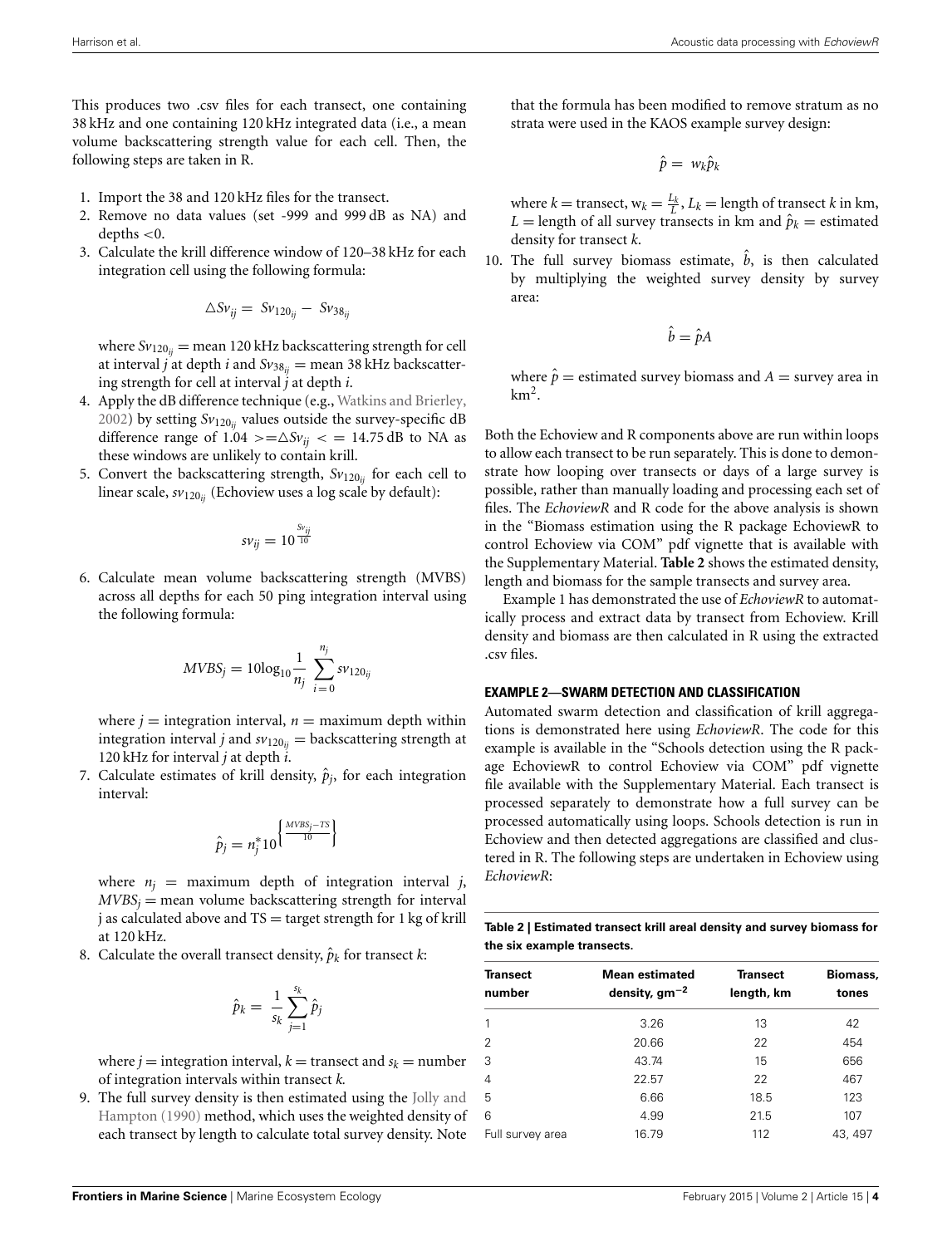This produces two .csv files for each transect, one containing 38 kHz and one containing 120 kHz integrated data (i.e., a mean volume backscattering strength value for each cell. Then, the following steps are taken in R.

1. Import the 38 and 120 kHz files for the transect.
2. Remove no data values (set -999 and 999 dB as NA) and depths <0.
3. Calculate the krill difference window of 120–38 kHz for each integration cell using the following formula:

$$\triangle Sv_{ij} = Sv_{120_{ij}} - Sv_{38_{ij}}$$

where $Sv_{120_{ij}}$ = mean 120 kHz backscattering strength for cell at interval $j$ at depth $i$ and $Sv_{38_{ij}}$ = mean 38 kHz backscattering strength for cell at interval $j$ at depth $i$.

4. Apply the dB difference technique (e.g., Watkins and Brierley, 2002) by setting $Sv_{120_{ij}}$ values outside the survey-specific dB difference range of $1.04 >= \triangle Sv_{ij} <= 14.75$ dB to NA as these windows are unlikely to contain krill.
5. Convert the backscattering strength, $Sv_{120_{ij}}$ for each cell to linear scale, $sv_{120_{ij}}$ (Echoview uses a log scale by default):

$$sv_{ij} = 10^{\frac{Sv_{ij}}{10}}$$

6. Calculate mean volume backscattering strength (MVBS) across all depths for each 50 ping integration interval using the following formula:

$$MVBS_j = 10\log_{10}\frac{1}{n_j}\sum_{i=0}^{n_j} sv_{120_{ij}}$$

where $j$ = integration interval, $n$ = maximum depth within integration interval $j$ and $sv_{120_{ij}}$ = backscattering strength at 120 kHz for interval $j$ at depth $i$.

7. Calculate estimates of krill density, $\hat{p}_j$, for each integration interval:

$$\hat{p}_j = n_j^{*}10^{\left\{\frac{MVBS_j - TS}{10}\right\}}$$

where $n_j$ = maximum depth of integration interval $j$, $MVBS_j$ = mean volume backscattering strength for interval j as calculated above and TS = target strength for 1 kg of krill at 120 kHz.

8. Calculate the overall transect density, $\hat{p}_k$ for transect $k$:

$$\hat{p}_k = \frac{1}{s_k}\sum_{j=1}^{s_k}\hat{p}_j$$

where $j$ = integration interval, $k$ = transect and $s_k$ = number of integration intervals within transect $k$.

9. The full survey density is then estimated using the Jolly and Hampton (1990) method, which uses the weighted density of each transect by length to calculate total survey density. Note that the formula has been modified to remove stratum as no strata were used in the KAOS example survey design:

$$\hat{p} = w_k\hat{p}_k$$

where $k$ = transect, $w_k = \frac{L_k}{L}$, $L_k$ = length of transect $k$ in km, $L$ = length of all survey transects in km and $\hat{p}_k$ = estimated density for transect $k$.

10. The full survey biomass estimate, $\hat{b}$, is then calculated by multiplying the weighted survey density by survey area:

$$\hat{b} = \hat{p}A$$

where $\hat{p}$ = estimated survey biomass and $A$ = survey area in $km^2$.

Both the Echoview and R components above are run within loops to allow each transect to be run separately. This is done to demonstrate how looping over transects or days of a large survey is possible, rather than manually loading and processing each set of files. The *EchoviewR* and R code for the above analysis is shown in the "Biomass estimation using the R package EchoviewR to control Echoview via COM" pdf vignette that is available with the Supplementary Material. **Table 2** shows the estimated density, length and biomass for the sample transects and survey area.

Example 1 has demonstrated the use of *EchoviewR* to automatically process and extract data by transect from Echoview. Krill density and biomass are then calculated in R using the extracted .csv files.

## EXAMPLE 2—SWARM DETECTION AND CLASSIFICATION

Automated swarm detection and classification of krill aggregations is demonstrated here using *EchoviewR*. The code for this example is available in the "Schools detection using the R package EchoviewR to control Echoview via COM" pdf vignette file available with the Supplementary Material. Each transect is processed separately to demonstrate how a full survey can be processed automatically using loops. Schools detection is run in Echoview and then detected aggregations are classified and clustered in R. The following steps are undertaken in Echoview using *EchoviewR*:

**Table 2 | Estimated transect krill areal density and survey biomass for the six example transects.**

| Transect number | Mean estimated density, $gm^{-2}$ | Transect length, km | Biomass, tones |
|---|---|---|---|
| 1 | 3.26 | 13 | 42 |
| 2 | 20.66 | 22 | 454 |
| 3 | 43.74 | 15 | 656 |
| 4 | 22.57 | 22 | 467 |
| 5 | 6.66 | 18.5 | 123 |
| 6 | 4.99 | 21.5 | 107 |
| Full survey area | 16.79 | 112 | 43, 497 |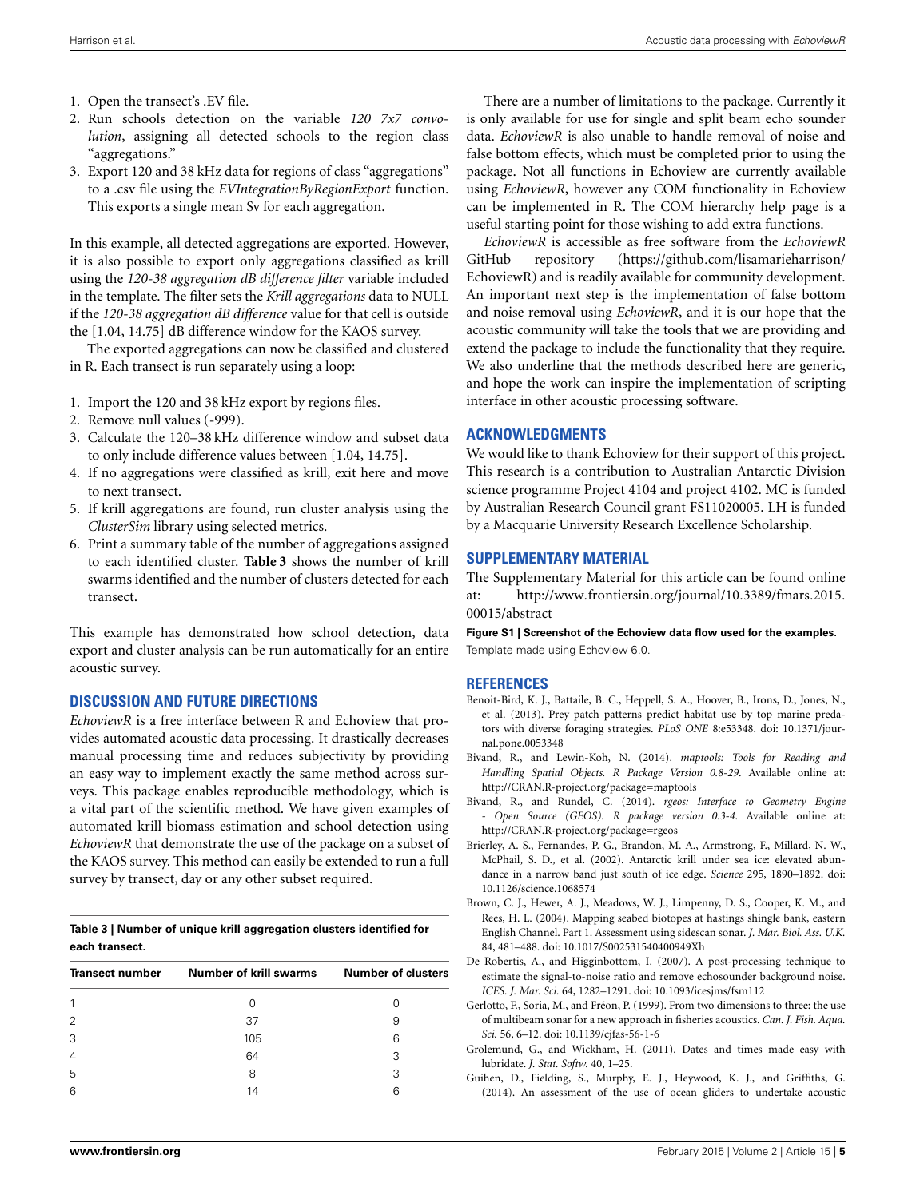1. Open the transect's .EV file.
2. Run schools detection on the variable *120 7x7 convolution*, assigning all detected schools to the region class "aggregations."
3. Export 120 and 38 kHz data for regions of class "aggregations" to a .csv file using the *EVIntegrationByRegionExport* function. This exports a single mean Sv for each aggregation.

In this example, all detected aggregations are exported. However, it is also possible to export only aggregations classified as krill using the *120-38 aggregation dB difference filter* variable included in the template. The filter sets the *Krill aggregations* data to NULL if the *120-38 aggregation dB difference* value for that cell is outside the [1.04, 14.75] dB difference window for the KAOS survey.

The exported aggregations can now be classified and clustered in R. Each transect is run separately using a loop:

1. Import the 120 and 38 kHz export by regions files.
2. Remove null values (-999).
3. Calculate the 120–38 kHz difference window and subset data to only include difference values between [1.04, 14.75].
4. If no aggregations were classified as krill, exit here and move to next transect.
5. If krill aggregations are found, run cluster analysis using the *ClusterSim* library using selected metrics.
6. Print a summary table of the number of aggregations assigned to each identified cluster. **Table 3** shows the number of krill swarms identified and the number of clusters detected for each transect.

This example has demonstrated how school detection, data export and cluster analysis can be run automatically for an entire acoustic survey.

## DISCUSSION AND FUTURE DIRECTIONS

*EchoviewR* is a free interface between R and Echoview that provides automated acoustic data processing. It drastically decreases manual processing time and reduces subjectivity by providing an easy way to implement exactly the same method across surveys. This package enables reproducible methodology, which is a vital part of the scientific method. We have given examples of automated krill biomass estimation and school detection using *EchoviewR* that demonstrate the use of the package on a subset of the KAOS survey. This method can easily be extended to run a full survey by transect, day or any other subset required.

**Table 3 | Number of unique krill aggregation clusters identified for each transect.**

| Transect number | Number of krill swarms | Number of clusters |
|---|---|---|
| 1 | 0 | 0 |
| 2 | 37 | 9 |
| 3 | 105 | 6 |
| 4 | 64 | 3 |
| 5 | 8 | 3 |
| 6 | 14 | 6 |

There are a number of limitations to the package. Currently it is only available for use for single and split beam echo sounder data. *EchoviewR* is also unable to handle removal of noise and false bottom effects, which must be completed prior to using the package. Not all functions in Echoview are currently available using *EchoviewR*, however any COM functionality in Echoview can be implemented in R. The COM hierarchy help page is a useful starting point for those wishing to add extra functions.

*EchoviewR* is accessible as free software from the *EchoviewR* GitHub repository (https://github.com/lisamarieharrison/EchoviewR) and is readily available for community development. An important next step is the implementation of false bottom and noise removal using *EchoviewR*, and it is our hope that the acoustic community will take the tools that we are providing and extend the package to include the functionality that they require. We also underline that the methods described here are generic, and hope the work can inspire the implementation of scripting interface in other acoustic processing software.

## ACKNOWLEDGMENTS

We would like to thank Echoview for their support of this project. This research is a contribution to Australian Antarctic Division science programme Project 4104 and project 4102. MC is funded by Australian Research Council grant FS11020005. LH is funded by a Macquarie University Research Excellence Scholarship.

## SUPPLEMENTARY MATERIAL

The Supplementary Material for this article can be found online at: http://www.frontiersin.org/journal/10.3389/fmars.2015.00015/abstract

**Figure S1 | Screenshot of the Echoview data flow used for the examples.** Template made using Echoview 6.0.

## REFERENCES

Benoit-Bird, K. J., Battaile, B. C., Heppell, S. A., Hoover, B., Irons, D., Jones, N., et al. (2013). Prey patch patterns predict habitat use by top marine predators with diverse foraging strategies. *PLoS ONE* 8:e53348. doi: 10.1371/journal.pone.0053348

Bivand, R., and Lewin-Koh, N. (2014). *maptools: Tools for Reading and Handling Spatial Objects. R Package Version 0.8-29.* Available online at: http://CRAN.R-project.org/package=maptools

Bivand, R., and Rundel, C. (2014). *rgeos: Interface to Geometry Engine - Open Source (GEOS). R package version 0.3-4.* Available online at: http://CRAN.R-project.org/package=rgeos

Brierley, A. S., Fernandes, P. G., Brandon, M. A., Armstrong, F., Millard, N. W., McPhail, S. D., et al. (2002). Antarctic krill under sea ice: elevated abundance in a narrow band just south of ice edge. *Science* 295, 1890–1892. doi: 10.1126/science.1068574

Brown, C. J., Hewer, A. J., Meadows, W. J., Limpenny, D. S., Cooper, K. M., and Rees, H. L. (2004). Mapping seabed biotopes at hastings shingle bank, eastern English Channel. Part 1. Assessment using sidescan sonar. *J. Mar. Biol. Ass. U.K.* 84, 481–488. doi: 10.1017/S0025315400040949Xh

De Robertis, A., and Higginbottom, I. (2007). A post-processing technique to estimate the signal-to-noise ratio and remove echosounder background noise. *ICES. J. Mar. Sci.* 64, 1282–1291. doi: 10.1093/icesjms/fsm112

Gerlotto, F., Soria, M., and Fréon, P. (1999). From two dimensions to three: the use of multibeam sonar for a new approach in fisheries acoustics. *Can. J. Fish. Aqua. Sci.* 56, 6–12. doi: 10.1139/cjfas-56-1-6

Grolemund, G., and Wickham, H. (2011). Dates and times made easy with lubridate. *J. Stat. Softw.* 40, 1–25.

Guihen, D., Fielding, S., Murphy, E. J., Heywood, K. J., and Griffiths, G. (2014). An assessment of the use of ocean gliders to undertake acoustic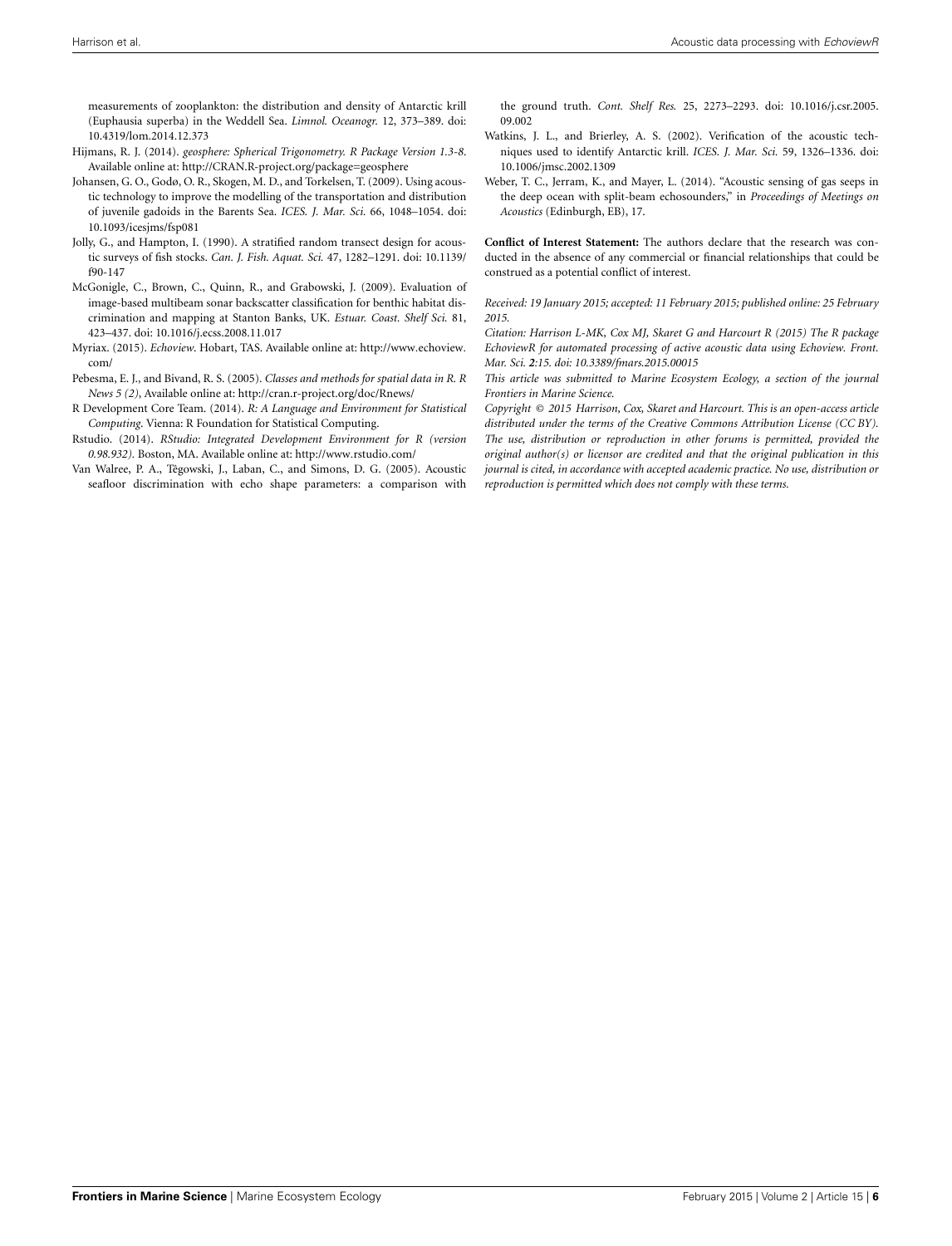measurements of zooplankton: the distribution and density of Antarctic krill (Euphausia superba) in the Weddell Sea. *Limnol. Oceanogr.* 12, 373–389. doi: 10.4319/lom.2014.12.373

Hijmans, R. J. (2014). *geosphere: Spherical Trigonometry. R Package Version 1.3-8*. Available online at: http://CRAN.R-project.org/package=geosphere

Johansen, G. O., Godø, O. R., Skogen, M. D., and Torkelsen, T. (2009). Using acoustic technology to improve the modelling of the transportation and distribution of juvenile gadoids in the Barents Sea. *ICES. J. Mar. Sci.* 66, 1048–1054. doi: 10.1093/icesjms/fsp081

Jolly, G., and Hampton, I. (1990). A stratified random transect design for acoustic surveys of fish stocks. *Can. J. Fish. Aquat. Sci.* 47, 1282–1291. doi: 10.1139/f90-147

McGonigle, C., Brown, C., Quinn, R., and Grabowski, J. (2009). Evaluation of image-based multibeam sonar backscatter classification for benthic habitat discrimination and mapping at Stanton Banks, UK. *Estuar. Coast. Shelf Sci.* 81, 423–437. doi: 10.1016/j.ecss.2008.11.017

Myriax. (2015). *Echoview*. Hobart, TAS. Available online at: http://www.echoview.com/

Pebesma, E. J., and Bivand, R. S. (2005). *Classes and methods for spatial data in R. R News 5 (2)*, Available online at: http://cran.r-project.org/doc/Rnews/

R Development Core Team. (2014). *R: A Language and Environment for Statistical Computing*. Vienna: R Foundation for Statistical Computing.

Rstudio. (2014). *RStudio: Integrated Development Environment for R (version 0.98.932)*. Boston, MA. Available online at: http://www.rstudio.com/

Van Walree, P. A., Tęgowski, J., Laban, C., and Simons, D. G. (2005). Acoustic seafloor discrimination with echo shape parameters: a comparison with the ground truth. *Cont. Shelf Res.* 25, 2273–2293. doi: 10.1016/j.csr.2005.09.002

Watkins, J. L., and Brierley, A. S. (2002). Verification of the acoustic techniques used to identify Antarctic krill. *ICES. J. Mar. Sci.* 59, 1326–1336. doi: 10.1006/jmsc.2002.1309

Weber, T. C., Jerram, K., and Mayer, L. (2014). "Acoustic sensing of gas seeps in the deep ocean with split-beam echosounders," in *Proceedings of Meetings on Acoustics* (Edinburgh, EB), 17.

**Conflict of Interest Statement:** The authors declare that the research was conducted in the absence of any commercial or financial relationships that could be construed as a potential conflict of interest.

*Received: 19 January 2015; accepted: 11 February 2015; published online: 25 February 2015.*

*Citation: Harrison L-MK, Cox MJ, Skaret G and Harcourt R (2015) The R package EchoviewR for automated processing of active acoustic data using Echoview. Front. Mar. Sci.* ***2****:15. doi: 10.3389/fmars.2015.00015*

*This article was submitted to Marine Ecosystem Ecology, a section of the journal Frontiers in Marine Science.*

*Copyright © 2015 Harrison, Cox, Skaret and Harcourt. This is an open-access article distributed under the terms of the Creative Commons Attribution License (CC BY). The use, distribution or reproduction in other forums is permitted, provided the original author(s) or licensor are credited and that the original publication in this journal is cited, in accordance with accepted academic practice. No use, distribution or reproduction is permitted which does not comply with these terms.*